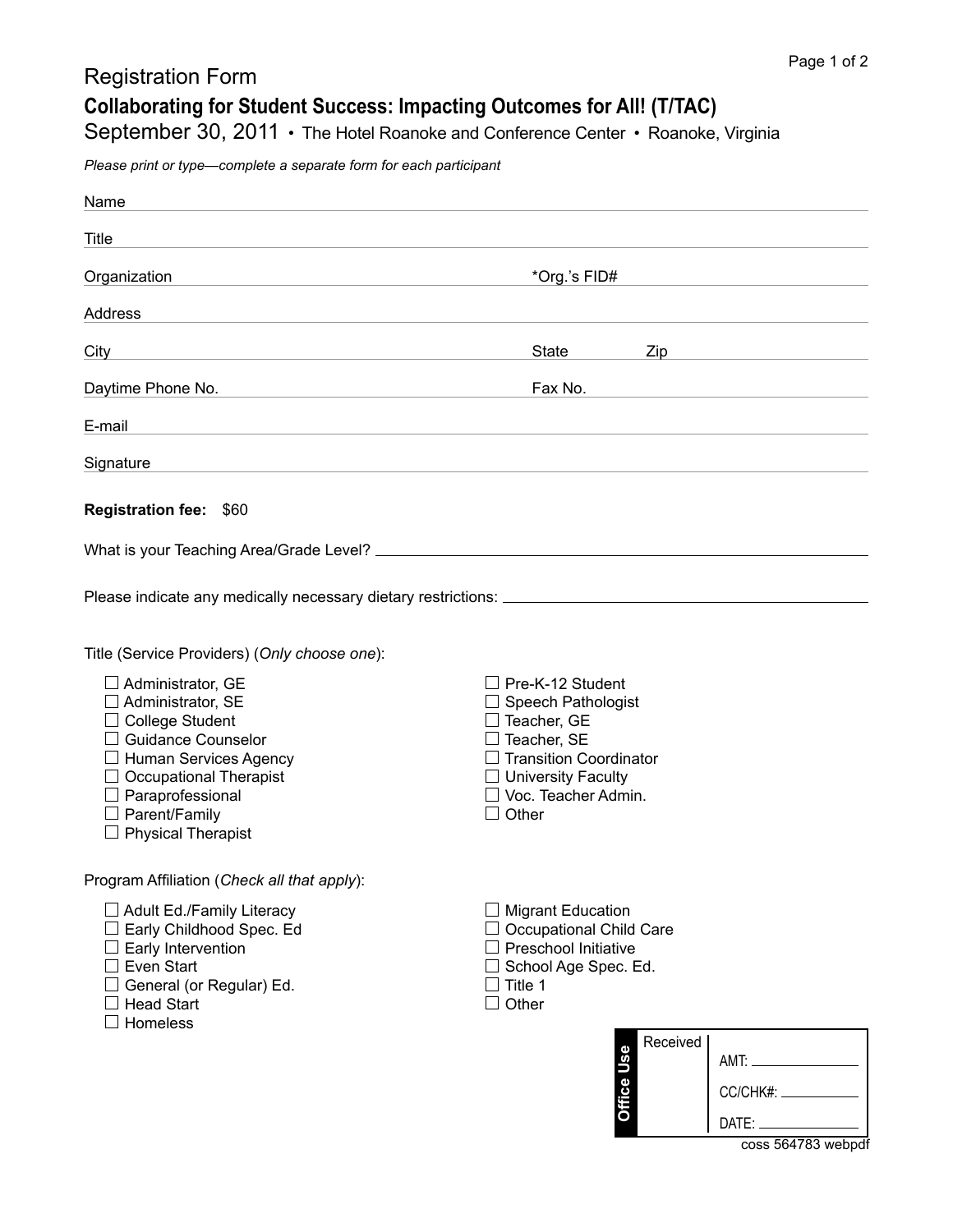# Registration Form

## Collaborating for Student Success: Impacting Outcomes for All! (T/TAC)

September 30, 2011 • The Hotel Roanoke and Conference Center • Roanoke, Virginia

*Please print or type—complete a separate form for each participant*

Name ______________________________

Title ______________________________

Organization ______________________________ *Org.'s FID# ______________

Address ______________________________

City ______________________________ State ________ Zip ____________

Daytime Phone No. ______________________________ Fax No. ______________

E-mail ______________________________

Signature ______________________________

**Registration fee:** $60

What is your Teaching Area/Grade Level? ______________________________

Please indicate any medically necessary dietary restrictions: ______________________________

Title (Service Providers) (*Only choose one*):

- ☐ Administrator, GE
- ☐ Administrator, SE
- ☐ College Student
- ☐ Guidance Counselor
- ☐ Human Services Agency
- ☐ Occupational Therapist
- ☐ Paraprofessional
- ☐ Parent/Family
- ☐ Physical Therapist
- ☐ Pre-K-12 Student
- ☐ Speech Pathologist
- ☐ Teacher, GE
- ☐ Teacher, SE
- ☐ Transition Coordinator
- ☐ University Faculty
- ☐ Voc. Teacher Admin.
- ☐ Other

Program Affiliation (*Check all that apply*):

- ☐ Adult Ed./Family Literacy
- ☐ Early Childhood Spec. Ed
- ☐ Early Intervention
- ☐ Even Start
- ☐ General (or Regular) Ed.
- ☐ Head Start
- ☐ Homeless
- ☐ Migrant Education
- ☐ Occupational Child Care
- ☐ Preschool Initiative
- ☐ School Age Spec. Ed.
- ☐ Title 1
- ☐ Other

| Office Use | Received | |
|---|---|---|
| | | AMT: ____________ |
| | | CC/CHK#: ____________ |
| | | DATE: ____________ |

coss 564783 webpdf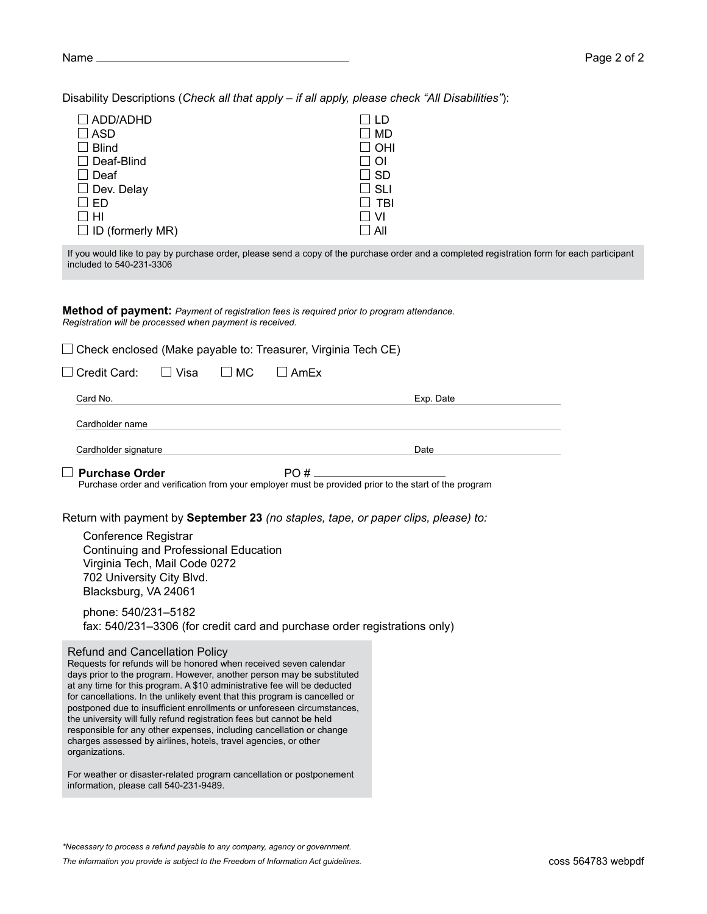Name ________________________________________

Disability Descriptions (*Check all that apply – if all apply, please check "All Disabilities"*):

- ☐ ADD/ADHD
- ☐ ASD
- ☐ Blind
- ☐ Deaf-Blind
- ☐ Deaf
- ☐ Dev. Delay
- ☐ ED
- ☐ HI
- ☐ ID (formerly MR)
- ☐ LD
- ☐ MD
- ☐ OHI
- ☐ OI
- ☐ SD
- ☐ SLI
- ☐ TBI
- ☐ VI
- ☐ All

If you would like to pay by purchase order, please send a copy of the purchase order and a completed registration form for each participant included to 540-231-3306

**Method of payment:** *Payment of registration fees is required prior to program attendance. Registration will be processed when payment is received.*

☐ Check enclosed (Make payable to: Treasurer, Virginia Tech CE)

☐ Credit Card: ☐ Visa ☐ MC ☐ AmEx

Card No. ________________________________ Exp. Date ______________

Cardholder name ________________________________________________

Cardholder signature ____________________________ Date ______________

☐ **Purchase Order** PO # ____________________

Purchase order and verification from your employer must be provided prior to the start of the program

Return with payment by **September 23** *(no staples, tape, or paper clips, please) to:*

Conference Registrar
Continuing and Professional Education
Virginia Tech, Mail Code 0272
702 University City Blvd.
Blacksburg, VA 24061

phone: 540/231–5182
fax: 540/231–3306 (for credit card and purchase order registrations only)

### Refund and Cancellation Policy

Requests for refunds will be honored when received seven calendar days prior to the program. However, another person may be substituted at any time for this program. A $10 administrative fee will be deducted for cancellations. In the unlikely event that this program is cancelled or postponed due to insufficient enrollments or unforeseen circumstances, the university will fully refund registration fees but cannot be held responsible for any other expenses, including cancellation or change charges assessed by airlines, hotels, travel agencies, or other organizations.

For weather or disaster-related program cancellation or postponement information, please call 540-231-9489.

*\*Necessary to process a refund payable to any company, agency or government.*

*The information you provide is subject to the Freedom of Information Act guidelines.*

coss 564783 webpdf